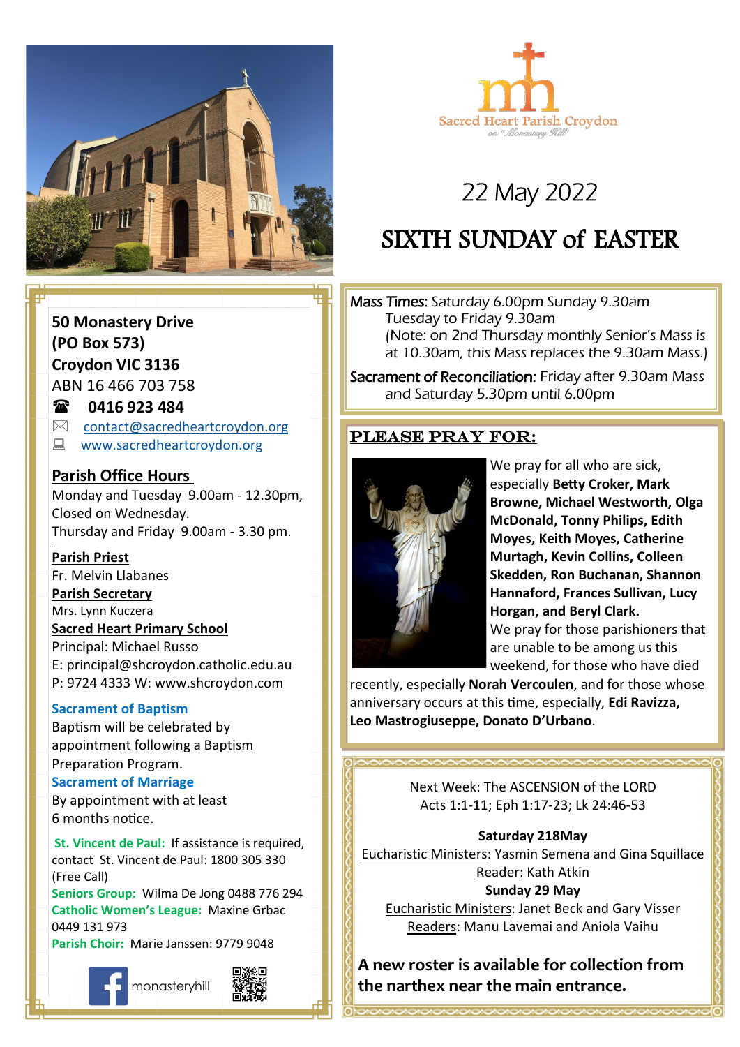Sacred Heart Parish Croydon

on "Monastery Hill"

# 22 May 2022

# SIXTH SUNDAY of EASTER

**50 Monastery Drive**
**(PO Box 573)**
**Croydon VIC 3136**
ABN 16 466 703 758
☎ **0416 923 484**
✉ contact@sacredheartcroydon.org
💻 www.sacredheartcroydon.org

**Parish Office Hours**
Monday and Tuesday 9.00am - 12.30pm,
Closed on Wednesday.
Thursday and Friday 9.00am - 3.30 pm.

**Parish Priest**
Fr. Melvin Llabanes

**Parish Secretary**
Mrs. Lynn Kuczera

**Sacred Heart Primary School**
Principal: Michael Russo
E: principal@shcroydon.catholic.edu.au
P: 9724 4333 W: www.shcroydon.com

**Sacrament of Baptism**
Baptism will be celebrated by appointment following a Baptism Preparation Program.

**Sacrament of Marriage**
By appointment with at least 6 months notice.

**St. Vincent de Paul:** If assistance is required, contact St. Vincent de Paul: 1800 305 330 (Free Call)

**Seniors Group:** Wilma De Jong 0488 776 294

**Catholic Women's League:** Maxine Grbac 0449 131 973

**Parish Choir:** Marie Janssen: 9779 9048

monasteryhill

---

*Mass Times:* Saturday 6.00pm Sunday 9.30am
Tuesday to Friday 9.30am
(Note: on 2nd Thursday monthly Senior's Mass is at 10.30am, this Mass replaces the 9.30am Mass.)

*Sacrament of Reconciliation:* Friday after 9.30am Mass and Saturday 5.30pm until 6.00pm

## PLEASE PRAY FOR:

We pray for all who are sick, especially **Betty Croker, Mark Browne, Michael Westworth, Olga McDonald, Tonny Philips, Edith Moyes, Keith Moyes, Catherine Murtagh, Kevin Collins, Colleen Skedden, Ron Buchanan, Shannon Hannaford, Frances Sullivan, Lucy Horgan, and Beryl Clark.**
We pray for those parishioners that are unable to be among us this weekend, for those who have died recently, especially **Norah Vercoulen**, and for those whose anniversary occurs at this time, especially, **Edi Ravizza, Leo Mastrogiuseppe, Donato D'Urbano**.

---

Next Week: The ASCENSION of the LORD
Acts 1:1-11; Eph 1:17-23; Lk 24:46-53

**Saturday 218May**
Eucharistic Ministers: Yasmin Semena and Gina Squillace
Reader: Kath Atkin

**Sunday 29 May**
Eucharistic Ministers: Janet Beck and Gary Visser
Readers: Manu Lavemai and Aniola Vaihu

**A new roster is available for collection from the narthex near the main entrance.**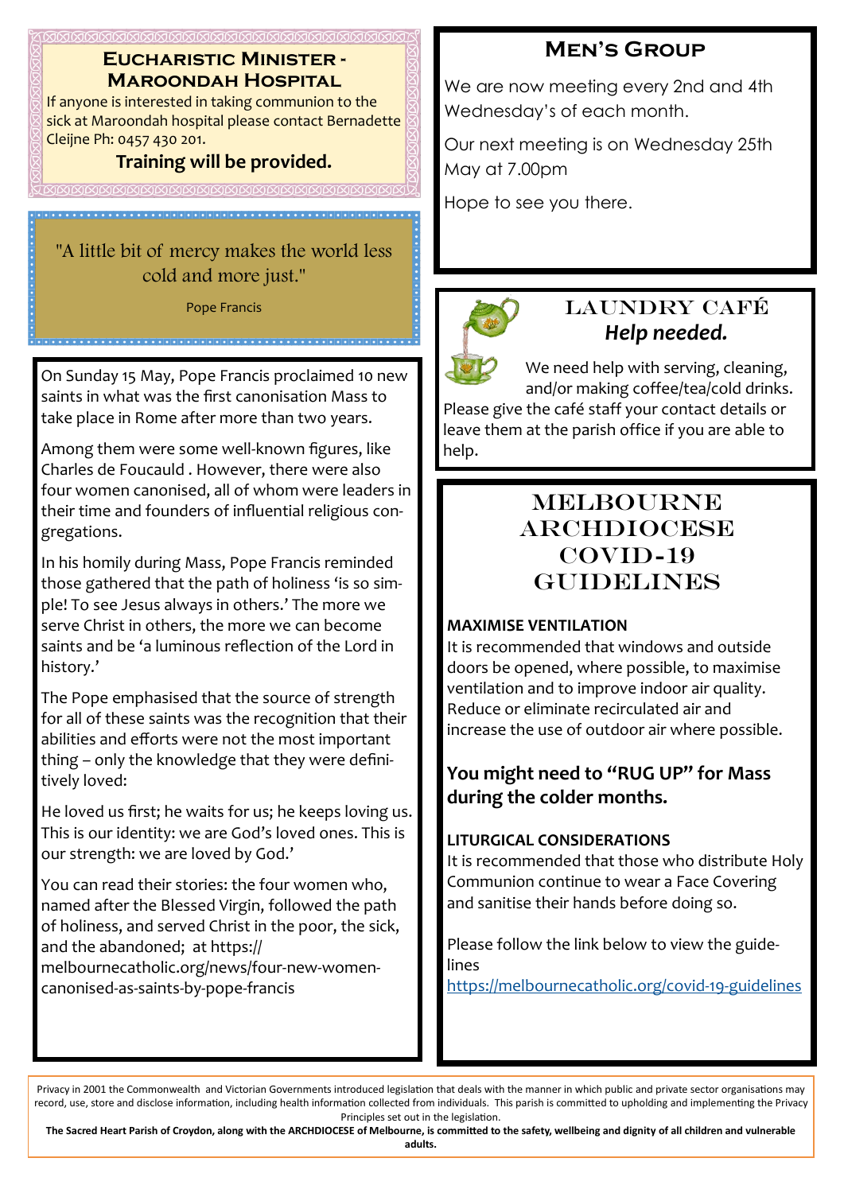## Eucharistic Minister - Maroondah Hospital

If anyone is interested in taking communion to the sick at Maroondah hospital please contact Bernadette Cleijne Ph: 0457 430 201.

**Training will be provided.**

"A little bit of mercy makes the world less cold and more just."

Pope Francis

On Sunday 15 May, Pope Francis proclaimed 10 new saints in what was the first canonisation Mass to take place in Rome after more than two years.

Among them were some well-known figures, like Charles de Foucauld . However, there were also four women canonised, all of whom were leaders in their time and founders of influential religious congregations.

In his homily during Mass, Pope Francis reminded those gathered that the path of holiness 'is so simple! To see Jesus always in others.' The more we serve Christ in others, the more we can become saints and be 'a luminous reflection of the Lord in history.'

The Pope emphasised that the source of strength for all of these saints was the recognition that their abilities and efforts were not the most important thing – only the knowledge that they were definitively loved:

He loved us first; he waits for us; he keeps loving us. This is our identity: we are God's loved ones. This is our strength: we are loved by God.'

You can read their stories: the four women who, named after the Blessed Virgin, followed the path of holiness, and served Christ in the poor, the sick, and the abandoned; at https://melbournecatholic.org/news/four-new-women-canonised-as-saints-by-pope-francis

## Men's Group

We are now meeting every 2nd and 4th Wednesday's of each month.

Our next meeting is on Wednesday 25th May at 7.00pm

Hope to see you there.

## Laundry Café
### *Help needed.*

We need help with serving, cleaning, and/or making coffee/tea/cold drinks. Please give the café staff your contact details or leave them at the parish office if you are able to help.

## Melbourne Archdiocese COVID-19 Guidelines

**MAXIMISE VENTILATION**

It is recommended that windows and outside doors be opened, where possible, to maximise ventilation and to improve indoor air quality. Reduce or eliminate recirculated air and increase the use of outdoor air where possible.

**You might need to "RUG UP" for Mass during the colder months.**

**LITURGICAL CONSIDERATIONS**

It is recommended that those who distribute Holy Communion continue to wear a Face Covering and sanitise their hands before doing so.

Please follow the link below to view the guidelines

https://melbournecatholic.org/covid-19-guidelines

Privacy in 2001 the Commonwealth and Victorian Governments introduced legislation that deals with the manner in which public and private sector organisations may record, use, store and disclose information, including health information collected from individuals. This parish is committed to upholding and implementing the Privacy Principles set out in the legislation.

**The Sacred Heart Parish of Croydon, along with the ARCHDIOCESE of Melbourne, is committed to the safety, wellbeing and dignity of all children and vulnerable adults.**